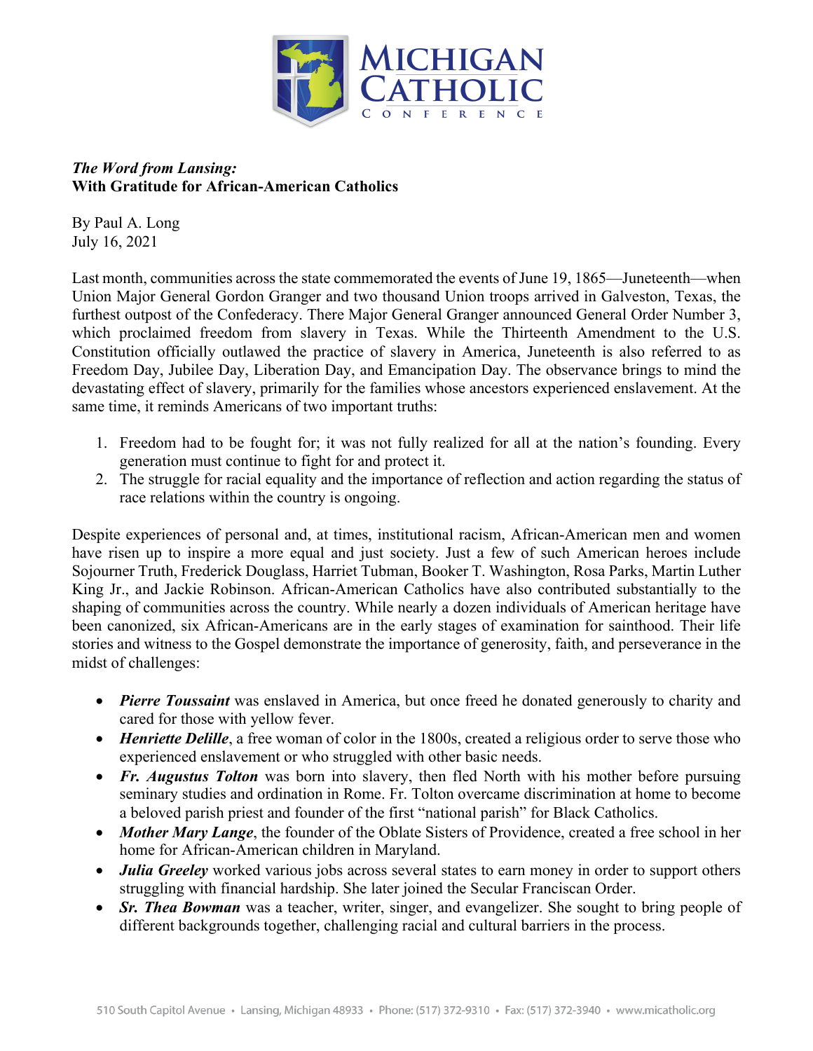# Michigan Catholic Conference

***The Word from Lansing:***
**With Gratitude for African-American Catholics**

By Paul A. Long
July 16, 2021

Last month, communities across the state commemorated the events of June 19, 1865—Juneteenth—when Union Major General Gordon Granger and two thousand Union troops arrived in Galveston, Texas, the furthest outpost of the Confederacy. There Major General Granger announced General Order Number 3, which proclaimed freedom from slavery in Texas. While the Thirteenth Amendment to the U.S. Constitution officially outlawed the practice of slavery in America, Juneteenth is also referred to as Freedom Day, Jubilee Day, Liberation Day, and Emancipation Day. The observance brings to mind the devastating effect of slavery, primarily for the families whose ancestors experienced enslavement. At the same time, it reminds Americans of two important truths:

1. Freedom had to be fought for; it was not fully realized for all at the nation's founding. Every generation must continue to fight for and protect it.
2. The struggle for racial equality and the importance of reflection and action regarding the status of race relations within the country is ongoing.

Despite experiences of personal and, at times, institutional racism, African-American men and women have risen up to inspire a more equal and just society. Just a few of such American heroes include Sojourner Truth, Frederick Douglass, Harriet Tubman, Booker T. Washington, Rosa Parks, Martin Luther King Jr., and Jackie Robinson. African-American Catholics have also contributed substantially to the shaping of communities across the country. While nearly a dozen individuals of American heritage have been canonized, six African-Americans are in the early stages of examination for sainthood. Their life stories and witness to the Gospel demonstrate the importance of generosity, faith, and perseverance in the midst of challenges:

- ***Pierre Toussaint*** was enslaved in America, but once freed he donated generously to charity and cared for those with yellow fever.
- ***Henriette Delille***, a free woman of color in the 1800s, created a religious order to serve those who experienced enslavement or who struggled with other basic needs.
- ***Fr. Augustus Tolton*** was born into slavery, then fled North with his mother before pursuing seminary studies and ordination in Rome. Fr. Tolton overcame discrimination at home to become a beloved parish priest and founder of the first "national parish" for Black Catholics.
- ***Mother Mary Lange***, the founder of the Oblate Sisters of Providence, created a free school in her home for African-American children in Maryland.
- ***Julia Greeley*** worked various jobs across several states to earn money in order to support others struggling with financial hardship. She later joined the Secular Franciscan Order.
- ***Sr. Thea Bowman*** was a teacher, writer, singer, and evangelizer. She sought to bring people of different backgrounds together, challenging racial and cultural barriers in the process.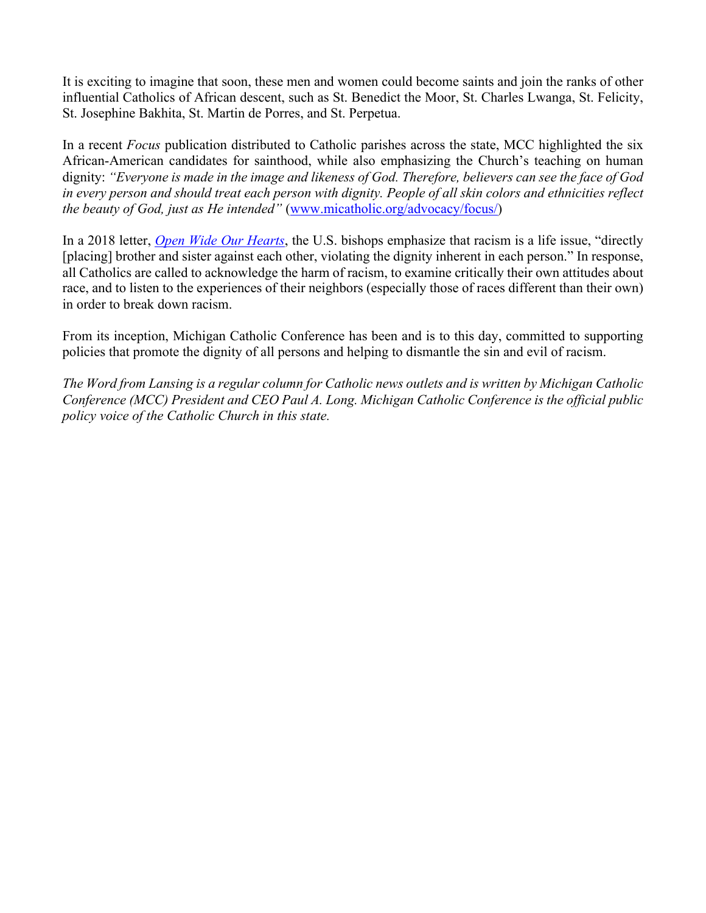It is exciting to imagine that soon, these men and women could become saints and join the ranks of other influential Catholics of African descent, such as St. Benedict the Moor, St. Charles Lwanga, St. Felicity, St. Josephine Bakhita, St. Martin de Porres, and St. Perpetua.

In a recent *Focus* publication distributed to Catholic parishes across the state, MCC highlighted the six African-American candidates for sainthood, while also emphasizing the Church's teaching on human dignity: *"Everyone is made in the image and likeness of God. Therefore, believers can see the face of God in every person and should treat each person with dignity. People of all skin colors and ethnicities reflect the beauty of God, just as He intended"* (www.micatholic.org/advocacy/focus/)

In a 2018 letter, *Open Wide Our Hearts*, the U.S. bishops emphasize that racism is a life issue, "directly [placing] brother and sister against each other, violating the dignity inherent in each person." In response, all Catholics are called to acknowledge the harm of racism, to examine critically their own attitudes about race, and to listen to the experiences of their neighbors (especially those of races different than their own) in order to break down racism.

From its inception, Michigan Catholic Conference has been and is to this day, committed to supporting policies that promote the dignity of all persons and helping to dismantle the sin and evil of racism.

*The Word from Lansing is a regular column for Catholic news outlets and is written by Michigan Catholic Conference (MCC) President and CEO Paul A. Long. Michigan Catholic Conference is the official public policy voice of the Catholic Church in this state.*